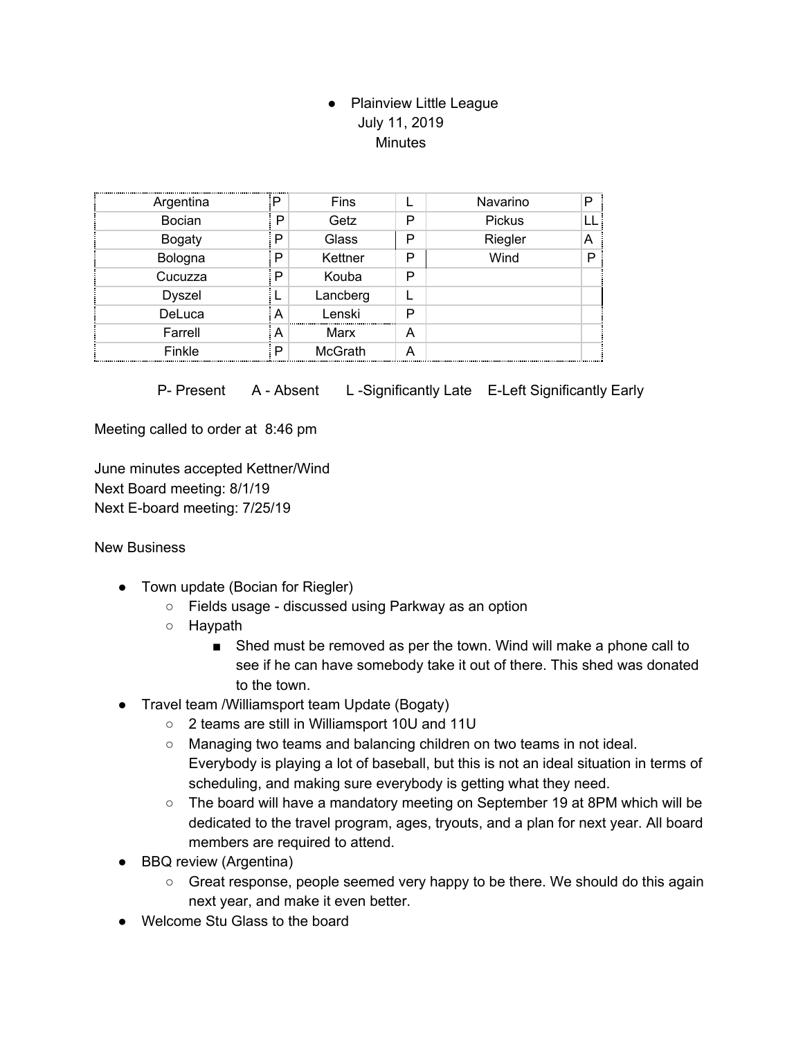- Plainview Little League
  July 11, 2019
  Minutes

| Argentina | P | Fins | L | Navarino | P |
|---|---|---|---|---|---|
| Bocian | P | Getz | P | Pickus | LL |
| Bogaty | P | Glass | P | Riegler | A |
| Bologna | P | Kettner | P | Wind | P |
| Cucuzza | P | Kouba | P | | |
| Dyszel | L | Lancberg | L | | |
| DeLuca | A | Lenski | P | | |
| Farrell | A | Marx | A | | |
| Finkle | P | McGrath | A | | |

P- Present  A - Absent  L -Significantly Late  E-Left Significantly Early

Meeting called to order at 8:46 pm

June minutes accepted Kettner/Wind
Next Board meeting: 8/1/19
Next E-board meeting: 7/25/19

New Business

- Town update (Bocian for Riegler)
  - Fields usage - discussed using Parkway as an option
  - Haypath
    - Shed must be removed as per the town. Wind will make a phone call to see if he can have somebody take it out of there. This shed was donated to the town.
- Travel team /Williamsport team Update (Bogaty)
  - 2 teams are still in Williamsport 10U and 11U
  - Managing two teams and balancing children on two teams in not ideal. Everybody is playing a lot of baseball, but this is not an ideal situation in terms of scheduling, and making sure everybody is getting what they need.
  - The board will have a mandatory meeting on September 19 at 8PM which will be dedicated to the travel program, ages, tryouts, and a plan for next year. All board members are required to attend.
- BBQ review (Argentina)
  - Great response, people seemed very happy to be there. We should do this again next year, and make it even better.
- Welcome Stu Glass to the board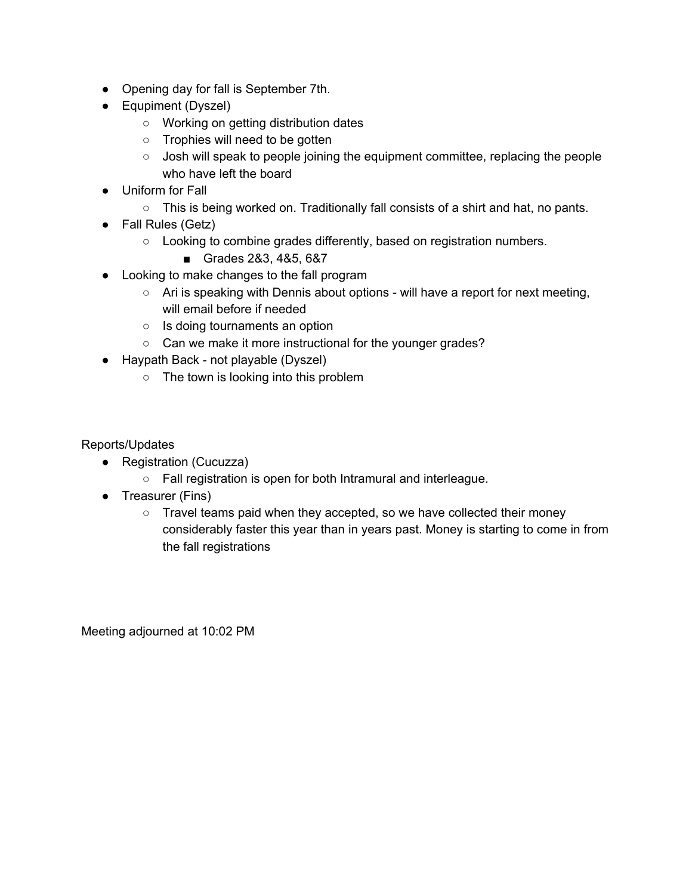- Opening day for fall is September 7th.
- Equipment (Dyszel)
  - Working on getting distribution dates
  - Trophies will need to be gotten
  - Josh will speak to people joining the equipment committee, replacing the people who have left the board
- Uniform for Fall
  - This is being worked on. Traditionally fall consists of a shirt and hat, no pants.
- Fall Rules (Getz)
  - Looking to combine grades differently, based on registration numbers.
    - Grades 2&3, 4&5, 6&7
- Looking to make changes to the fall program
  - Ari is speaking with Dennis about options - will have a report for next meeting, will email before if needed
  - Is doing tournaments an option
  - Can we make it more instructional for the younger grades?
- Haypath Back - not playable (Dyszel)
  - The town is looking into this problem

Reports/Updates

- Registration (Cucuzza)
  - Fall registration is open for both Intramural and interleague.
- Treasurer (Fins)
  - Travel teams paid when they accepted, so we have collected their money considerably faster this year than in years past. Money is starting to come in from the fall registrations

Meeting adjourned at 10:02 PM